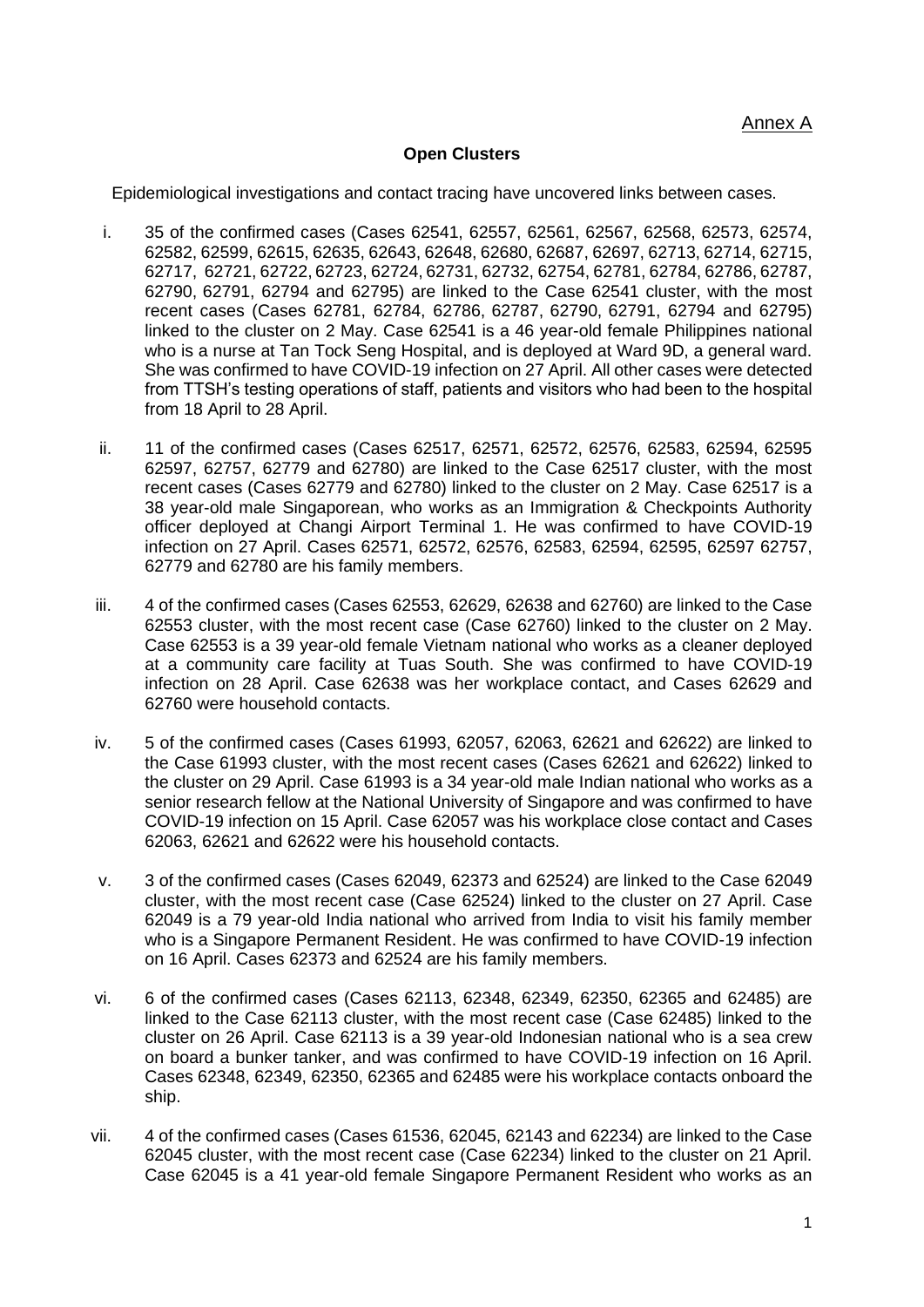Annex A

**Open Clusters**

Epidemiological investigations and contact tracing have uncovered links between cases.

i. 35 of the confirmed cases (Cases 62541, 62557, 62561, 62567, 62568, 62573, 62574, 62582, 62599, 62615, 62635, 62643, 62648, 62680, 62687, 62697, 62713, 62714, 62715, 62717, 62721, 62722, 62723, 62724, 62731, 62732, 62754, 62781, 62784, 62786, 62787, 62790, 62791, 62794 and 62795) are linked to the Case 62541 cluster, with the most recent cases (Cases 62781, 62784, 62786, 62787, 62790, 62791, 62794 and 62795) linked to the cluster on 2 May. Case 62541 is a 46 year-old female Philippines national who is a nurse at Tan Tock Seng Hospital, and is deployed at Ward 9D, a general ward. She was confirmed to have COVID-19 infection on 27 April. All other cases were detected from TTSH's testing operations of staff, patients and visitors who had been to the hospital from 18 April to 28 April.

ii. 11 of the confirmed cases (Cases 62517, 62571, 62572, 62576, 62583, 62594, 62595 62597, 62757, 62779 and 62780) are linked to the Case 62517 cluster, with the most recent cases (Cases 62779 and 62780) linked to the cluster on 2 May. Case 62517 is a 38 year-old male Singaporean, who works as an Immigration & Checkpoints Authority officer deployed at Changi Airport Terminal 1. He was confirmed to have COVID-19 infection on 27 April. Cases 62571, 62572, 62576, 62583, 62594, 62595, 62597 62757, 62779 and 62780 are his family members.

iii. 4 of the confirmed cases (Cases 62553, 62629, 62638 and 62760) are linked to the Case 62553 cluster, with the most recent case (Case 62760) linked to the cluster on 2 May. Case 62553 is a 39 year-old female Vietnam national who works as a cleaner deployed at a community care facility at Tuas South. She was confirmed to have COVID-19 infection on 28 April. Case 62638 was her workplace contact, and Cases 62629 and 62760 were household contacts.

iv. 5 of the confirmed cases (Cases 61993, 62057, 62063, 62621 and 62622) are linked to the Case 61993 cluster, with the most recent cases (Cases 62621 and 62622) linked to the cluster on 29 April. Case 61993 is a 34 year-old male Indian national who works as a senior research fellow at the National University of Singapore and was confirmed to have COVID-19 infection on 15 April. Case 62057 was his workplace close contact and Cases 62063, 62621 and 62622 were his household contacts.

v. 3 of the confirmed cases (Cases 62049, 62373 and 62524) are linked to the Case 62049 cluster, with the most recent case (Case 62524) linked to the cluster on 27 April. Case 62049 is a 79 year-old India national who arrived from India to visit his family member who is a Singapore Permanent Resident. He was confirmed to have COVID-19 infection on 16 April. Cases 62373 and 62524 are his family members.

vi. 6 of the confirmed cases (Cases 62113, 62348, 62349, 62350, 62365 and 62485) are linked to the Case 62113 cluster, with the most recent case (Case 62485) linked to the cluster on 26 April. Case 62113 is a 39 year-old Indonesian national who is a sea crew on board a bunker tanker, and was confirmed to have COVID-19 infection on 16 April. Cases 62348, 62349, 62350, 62365 and 62485 were his workplace contacts onboard the ship.

vii. 4 of the confirmed cases (Cases 61536, 62045, 62143 and 62234) are linked to the Case 62045 cluster, with the most recent case (Case 62234) linked to the cluster on 21 April. Case 62045 is a 41 year-old female Singapore Permanent Resident who works as an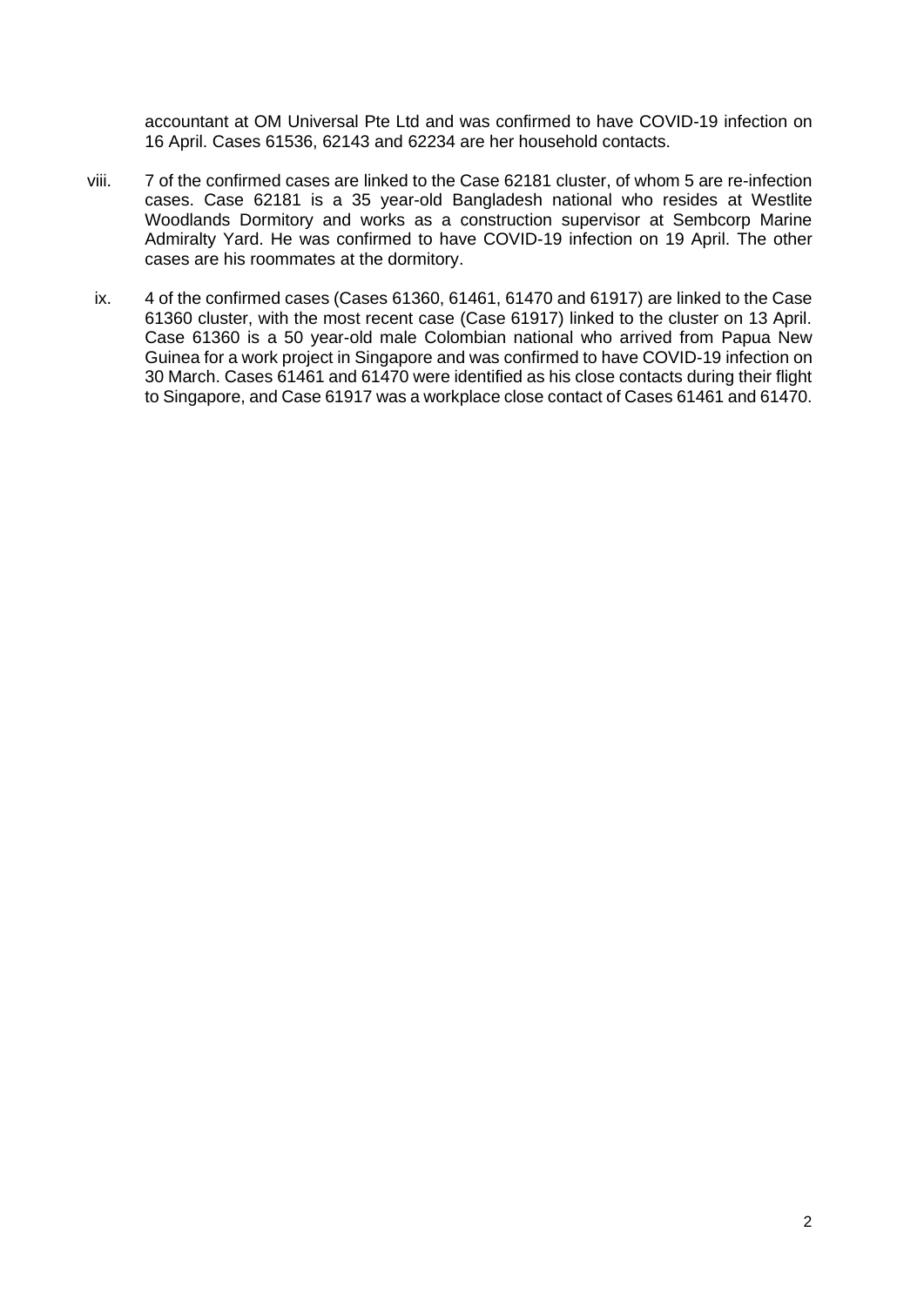accountant at OM Universal Pte Ltd and was confirmed to have COVID-19 infection on 16 April. Cases 61536, 62143 and 62234 are her household contacts.

viii. 7 of the confirmed cases are linked to the Case 62181 cluster, of whom 5 are re-infection cases. Case 62181 is a 35 year-old Bangladesh national who resides at Westlite Woodlands Dormitory and works as a construction supervisor at Sembcorp Marine Admiralty Yard. He was confirmed to have COVID-19 infection on 19 April. The other cases are his roommates at the dormitory.

ix. 4 of the confirmed cases (Cases 61360, 61461, 61470 and 61917) are linked to the Case 61360 cluster, with the most recent case (Case 61917) linked to the cluster on 13 April. Case 61360 is a 50 year-old male Colombian national who arrived from Papua New Guinea for a work project in Singapore and was confirmed to have COVID-19 infection on 30 March. Cases 61461 and 61470 were identified as his close contacts during their flight to Singapore, and Case 61917 was a workplace close contact of Cases 61461 and 61470.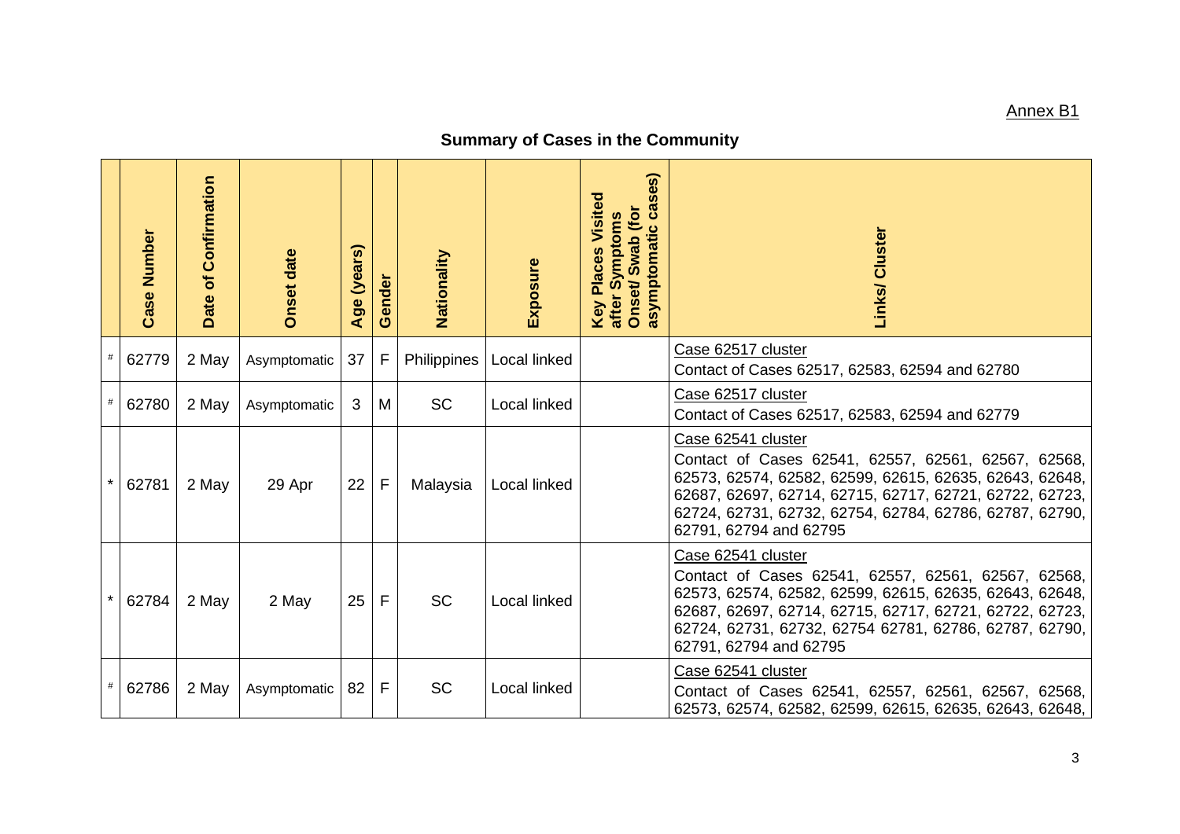Annex B1

## Summary of Cases in the Community

| | Case Number | Date of Confirmation | Onset date | Age (years) | Gender | Nationality | Exposure | Key Places Visited after Symptoms Onset/ Swab (for asymptomatic cases) | Links/ Cluster |
|---|---|---|---|---|---|---|---|---|---|
| # | 62779 | 2 May | Asymptomatic | 37 | F | Philippines | Local linked | | Case 62517 cluster<br>Contact of Cases 62517, 62583, 62594 and 62780 |
| # | 62780 | 2 May | Asymptomatic | 3 | M | SC | Local linked | | Case 62517 cluster<br>Contact of Cases 62517, 62583, 62594 and 62779 |
| * | 62781 | 2 May | 29 Apr | 22 | F | Malaysia | Local linked | | Case 62541 cluster<br>Contact of Cases 62541, 62557, 62561, 62567, 62568, 62573, 62574, 62582, 62599, 62615, 62635, 62643, 62648, 62687, 62697, 62714, 62715, 62717, 62721, 62722, 62723, 62724, 62731, 62732, 62754, 62784, 62786, 62787, 62790, 62791, 62794 and 62795 |
| * | 62784 | 2 May | 2 May | 25 | F | SC | Local linked | | Case 62541 cluster<br>Contact of Cases 62541, 62557, 62561, 62567, 62568, 62573, 62574, 62582, 62599, 62615, 62635, 62643, 62648, 62687, 62697, 62714, 62715, 62717, 62721, 62722, 62723, 62724, 62731, 62732, 62754 62781, 62786, 62787, 62790, 62791, 62794 and 62795 |
| # | 62786 | 2 May | Asymptomatic | 82 | F | SC | Local linked | | Case 62541 cluster<br>Contact of Cases 62541, 62557, 62561, 62567, 62568, 62573, 62574, 62582, 62599, 62615, 62635, 62643, 62648, |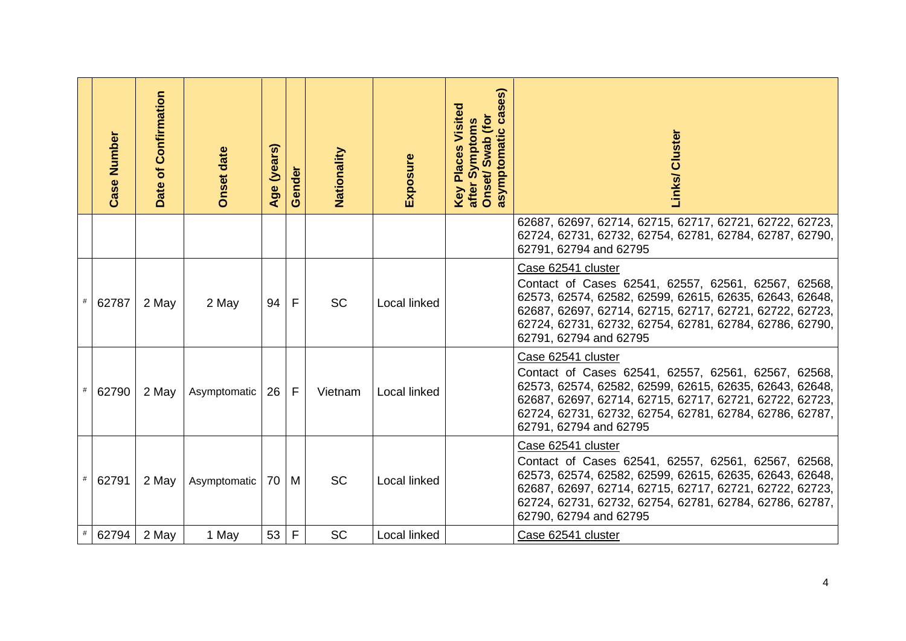| | Case Number | Date of Confirmation | Onset date | Age (years) | Gender | Nationality | Exposure | Key Places Visited after Symptoms Onset/ Swab (for asymptomatic cases) | Links/ Cluster |
|---|---|---|---|---|---|---|---|---|---|
| | | | | | | | | | 62687, 62697, 62714, 62715, 62717, 62721, 62722, 62723, 62724, 62731, 62732, 62754, 62781, 62784, 62787, 62790, 62791, 62794 and 62795 |
| # | 62787 | 2 May | 2 May | 94 | F | SC | Local linked | | Case 62541 cluster<br>Contact of Cases 62541, 62557, 62561, 62567, 62568, 62573, 62574, 62582, 62599, 62615, 62635, 62643, 62648, 62687, 62697, 62714, 62715, 62717, 62721, 62722, 62723, 62724, 62731, 62732, 62754, 62781, 62784, 62786, 62790, 62791, 62794 and 62795 |
| # | 62790 | 2 May | Asymptomatic | 26 | F | Vietnam | Local linked | | Case 62541 cluster<br>Contact of Cases 62541, 62557, 62561, 62567, 62568, 62573, 62574, 62582, 62599, 62615, 62635, 62643, 62648, 62687, 62697, 62714, 62715, 62717, 62721, 62722, 62723, 62724, 62731, 62732, 62754, 62781, 62784, 62786, 62787, 62791, 62794 and 62795 |
| # | 62791 | 2 May | Asymptomatic | 70 | M | SC | Local linked | | Case 62541 cluster<br>Contact of Cases 62541, 62557, 62561, 62567, 62568, 62573, 62574, 62582, 62599, 62615, 62635, 62643, 62648, 62687, 62697, 62714, 62715, 62717, 62721, 62722, 62723, 62724, 62731, 62732, 62754, 62781, 62784, 62786, 62787, 62790, 62794 and 62795 |
| # | 62794 | 2 May | 1 May | 53 | F | SC | Local linked | | Case 62541 cluster |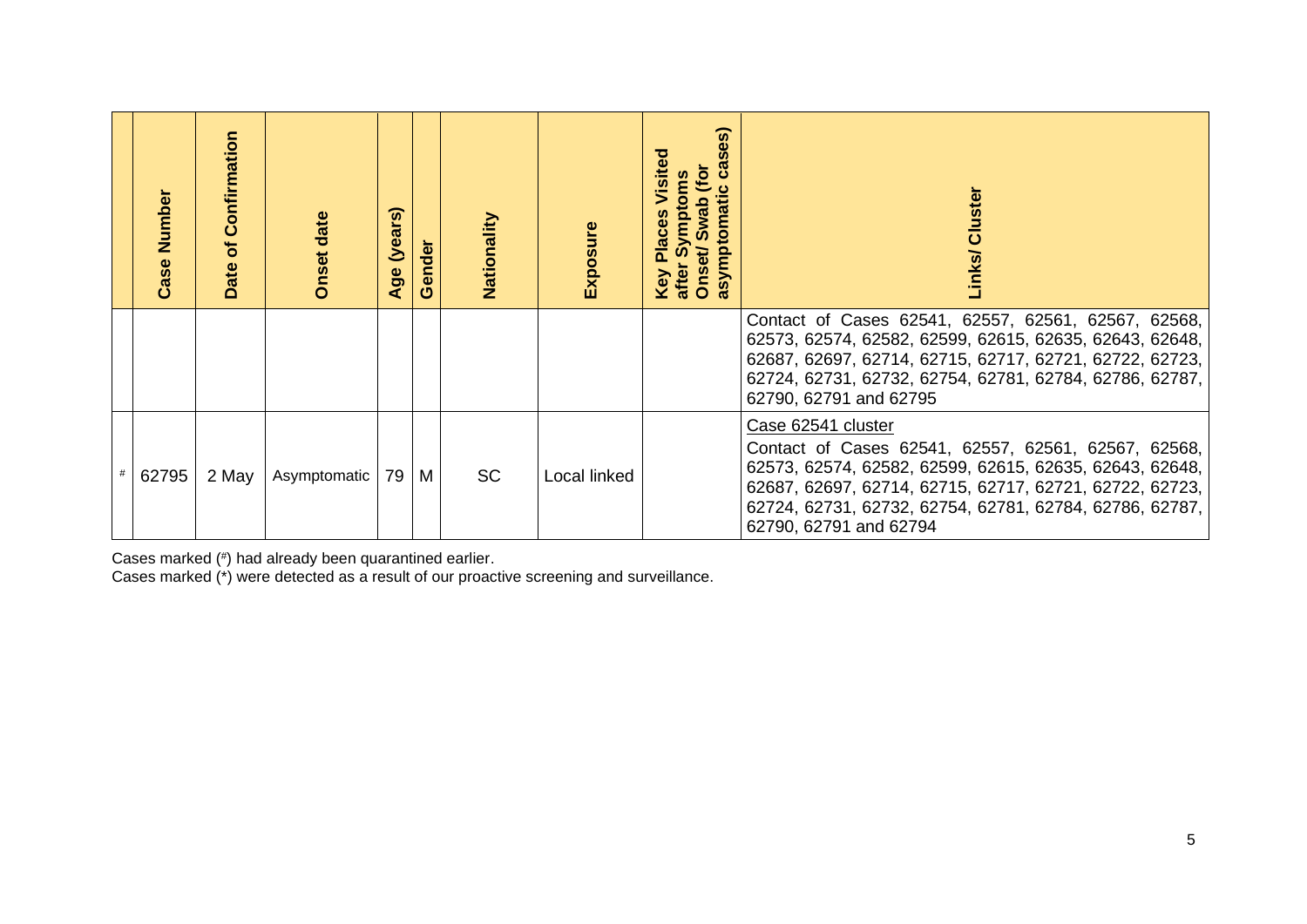| | Case Number | Date of Confirmation | Onset date | Age (years) | Gender | Nationality | Exposure | Key Places Visited after Symptoms Onset/ Swab (for asymptomatic cases) | Links/ Cluster |
|---|---|---|---|---|---|---|---|---|---|
| | | | | | | | | | Contact of Cases 62541, 62557, 62561, 62567, 62568, 62573, 62574, 62582, 62599, 62615, 62635, 62643, 62648, 62687, 62697, 62714, 62715, 62717, 62721, 62722, 62723, 62724, 62731, 62732, 62754, 62781, 62784, 62786, 62787, 62790, 62791 and 62795 |
| # | 62795 | 2 May | Asymptomatic | 79 | M | SC | Local linked | | Case 62541 cluster<br>Contact of Cases 62541, 62557, 62561, 62567, 62568, 62573, 62574, 62582, 62599, 62615, 62635, 62643, 62648, 62687, 62697, 62714, 62715, 62717, 62721, 62722, 62723, 62724, 62731, 62732, 62754, 62781, 62784, 62786, 62787, 62790, 62791 and 62794 |

Cases marked (#) had already been quarantined earlier.
Cases marked (*) were detected as a result of our proactive screening and surveillance.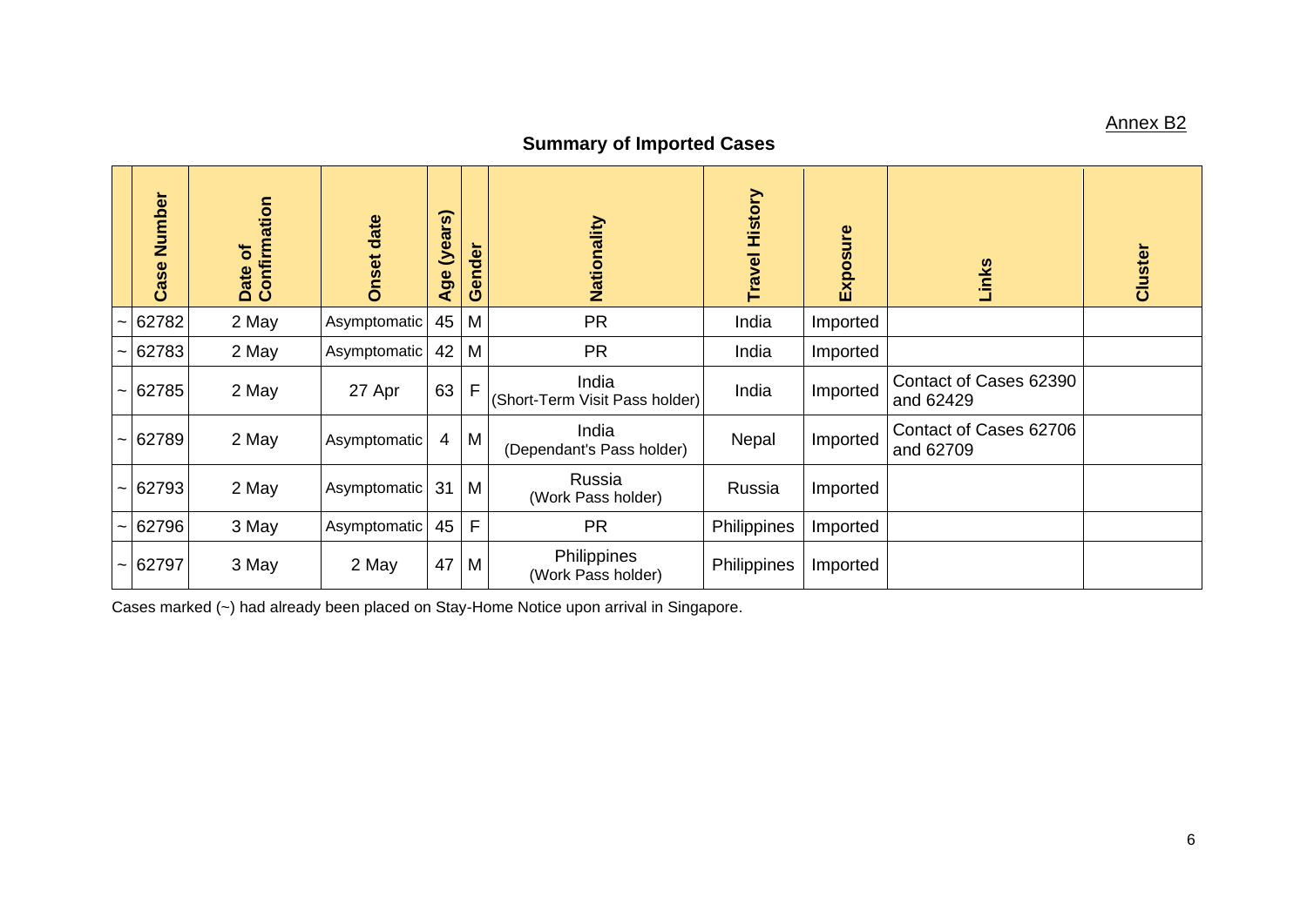Annex B2

## Summary of Imported Cases

| | Case Number | Date of Confirmation | Onset date | Age (years) | Gender | Nationality | Travel History | Exposure | Links | Cluster |
|---|---|---|---|---|---|---|---|---|---|---|
| ~ | 62782 | 2 May | Asymptomatic | 45 | M | PR | India | Imported | | |
| ~ | 62783 | 2 May | Asymptomatic | 42 | M | PR | India | Imported | | |
| ~ | 62785 | 2 May | 27 Apr | 63 | F | India (Short-Term Visit Pass holder) | India | Imported | Contact of Cases 62390 and 62429 | |
| ~ | 62789 | 2 May | Asymptomatic | 4 | M | India (Dependant's Pass holder) | Nepal | Imported | Contact of Cases 62706 and 62709 | |
| ~ | 62793 | 2 May | Asymptomatic | 31 | M | Russia (Work Pass holder) | Russia | Imported | | |
| ~ | 62796 | 3 May | Asymptomatic | 45 | F | PR | Philippines | Imported | | |
| ~ | 62797 | 3 May | 2 May | 47 | M | Philippines (Work Pass holder) | Philippines | Imported | | |

Cases marked (~) had already been placed on Stay-Home Notice upon arrival in Singapore.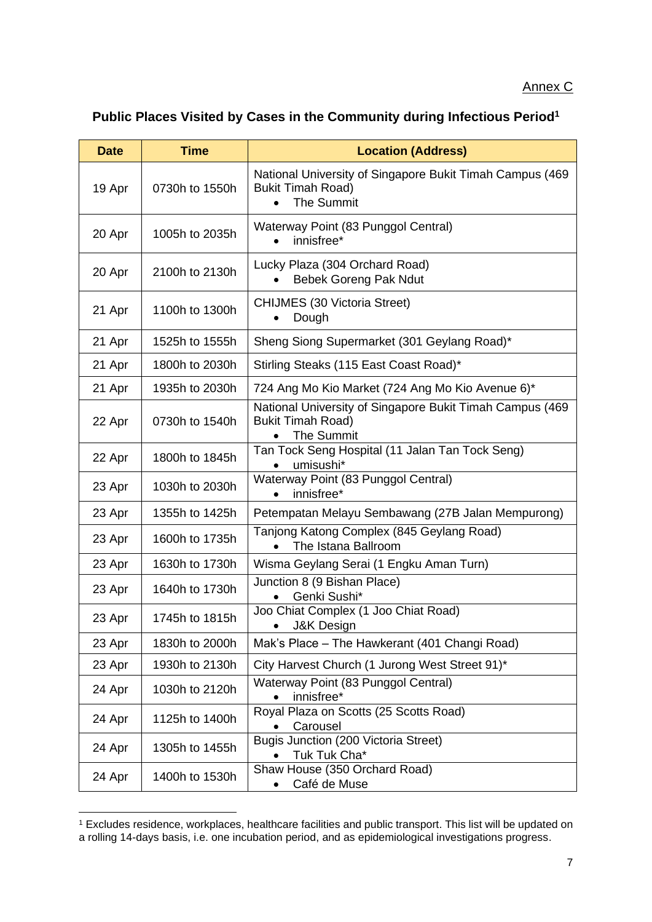Annex C

## Public Places Visited by Cases in the Community during Infectious Period[1]

| Date | Time | Location (Address) |
|---|---|---|
| 19 Apr | 0730h to 1550h | National University of Singapore Bukit Timah Campus (469 Bukit Timah Road)<br>• The Summit |
| 20 Apr | 1005h to 2035h | Waterway Point (83 Punggol Central)<br>• innisfree* |
| 20 Apr | 2100h to 2130h | Lucky Plaza (304 Orchard Road)<br>• Bebek Goreng Pak Ndut |
| 21 Apr | 1100h to 1300h | CHIJMES (30 Victoria Street)<br>• Dough |
| 21 Apr | 1525h to 1555h | Sheng Siong Supermarket (301 Geylang Road)* |
| 21 Apr | 1800h to 2030h | Stirling Steaks (115 East Coast Road)* |
| 21 Apr | 1935h to 2030h | 724 Ang Mo Kio Market (724 Ang Mo Kio Avenue 6)* |
| 22 Apr | 0730h to 1540h | National University of Singapore Bukit Timah Campus (469 Bukit Timah Road)<br>• The Summit |
| 22 Apr | 1800h to 1845h | Tan Tock Seng Hospital (11 Jalan Tan Tock Seng)<br>• umisushi* |
| 23 Apr | 1030h to 2030h | Waterway Point (83 Punggol Central)<br>• innisfree* |
| 23 Apr | 1355h to 1425h | Petempatan Melayu Sembawang (27B Jalan Mempurong) |
| 23 Apr | 1600h to 1735h | Tanjong Katong Complex (845 Geylang Road)<br>• The Istana Ballroom |
| 23 Apr | 1630h to 1730h | Wisma Geylang Serai (1 Engku Aman Turn) |
| 23 Apr | 1640h to 1730h | Junction 8 (9 Bishan Place)<br>• Genki Sushi* |
| 23 Apr | 1745h to 1815h | Joo Chiat Complex (1 Joo Chiat Road)<br>• J&K Design |
| 23 Apr | 1830h to 2000h | Mak's Place – The Hawkerant (401 Changi Road) |
| 23 Apr | 1930h to 2130h | City Harvest Church (1 Jurong West Street 91)* |
| 24 Apr | 1030h to 2120h | Waterway Point (83 Punggol Central)<br>• innisfree* |
| 24 Apr | 1125h to 1400h | Royal Plaza on Scotts (25 Scotts Road)<br>• Carousel |
| 24 Apr | 1305h to 1455h | Bugis Junction (200 Victoria Street)<br>• Tuk Tuk Cha* |
| 24 Apr | 1400h to 1530h | Shaw House (350 Orchard Road)<br>• Café de Muse |

[1] Excludes residence, workplaces, healthcare facilities and public transport. This list will be updated on a rolling 14-days basis, i.e. one incubation period, and as epidemiological investigations progress.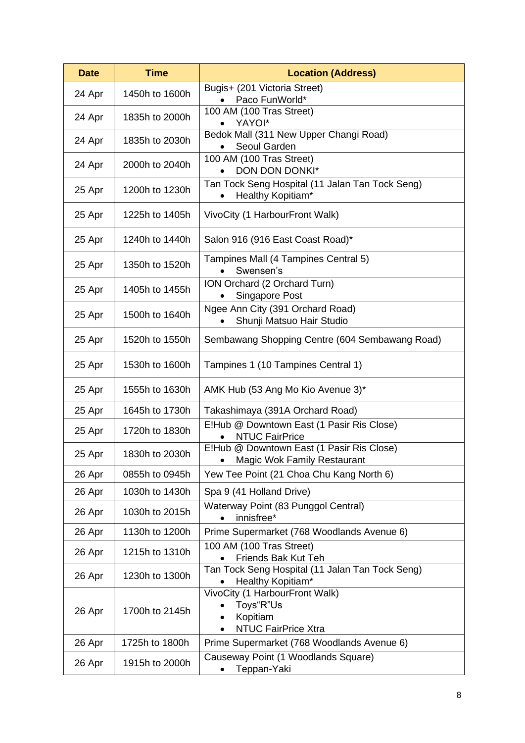| Date | Time | Location (Address) |
|---|---|---|
| 24 Apr | 1450h to 1600h | Bugis+ (201 Victoria Street)<br>• Paco FunWorld* |
| 24 Apr | 1835h to 2000h | 100 AM (100 Tras Street)<br>• YAYOI* |
| 24 Apr | 1835h to 2030h | Bedok Mall (311 New Upper Changi Road)<br>• Seoul Garden |
| 24 Apr | 2000h to 2040h | 100 AM (100 Tras Street)<br>• DON DON DONKI* |
| 25 Apr | 1200h to 1230h | Tan Tock Seng Hospital (11 Jalan Tan Tock Seng)<br>• Healthy Kopitiam* |
| 25 Apr | 1225h to 1405h | VivoCity (1 HarbourFront Walk) |
| 25 Apr | 1240h to 1440h | Salon 916 (916 East Coast Road)* |
| 25 Apr | 1350h to 1520h | Tampines Mall (4 Tampines Central 5)<br>• Swensen's |
| 25 Apr | 1405h to 1455h | ION Orchard (2 Orchard Turn)<br>• Singapore Post |
| 25 Apr | 1500h to 1640h | Ngee Ann City (391 Orchard Road)<br>• Shunji Matsuo Hair Studio |
| 25 Apr | 1520h to 1550h | Sembawang Shopping Centre (604 Sembawang Road) |
| 25 Apr | 1530h to 1600h | Tampines 1 (10 Tampines Central 1) |
| 25 Apr | 1555h to 1630h | AMK Hub (53 Ang Mo Kio Avenue 3)* |
| 25 Apr | 1645h to 1730h | Takashimaya (391A Orchard Road) |
| 25 Apr | 1720h to 1830h | E!Hub @ Downtown East (1 Pasir Ris Close)<br>• NTUC FairPrice |
| 25 Apr | 1830h to 2030h | E!Hub @ Downtown East (1 Pasir Ris Close)<br>• Magic Wok Family Restaurant |
| 26 Apr | 0855h to 0945h | Yew Tee Point (21 Choa Chu Kang North 6) |
| 26 Apr | 1030h to 1430h | Spa 9 (41 Holland Drive) |
| 26 Apr | 1030h to 2015h | Waterway Point (83 Punggol Central)<br>• innisfree* |
| 26 Apr | 1130h to 1200h | Prime Supermarket (768 Woodlands Avenue 6) |
| 26 Apr | 1215h to 1310h | 100 AM (100 Tras Street)<br>• Friends Bak Kut Teh |
| 26 Apr | 1230h to 1300h | Tan Tock Seng Hospital (11 Jalan Tan Tock Seng)<br>• Healthy Kopitiam* |
| 26 Apr | 1700h to 2145h | VivoCity (1 HarbourFront Walk)<br>• Toys"R"Us<br>• Kopitiam<br>• NTUC FairPrice Xtra |
| 26 Apr | 1725h to 1800h | Prime Supermarket (768 Woodlands Avenue 6) |
| 26 Apr | 1915h to 2000h | Causeway Point (1 Woodlands Square)<br>• Teppan-Yaki |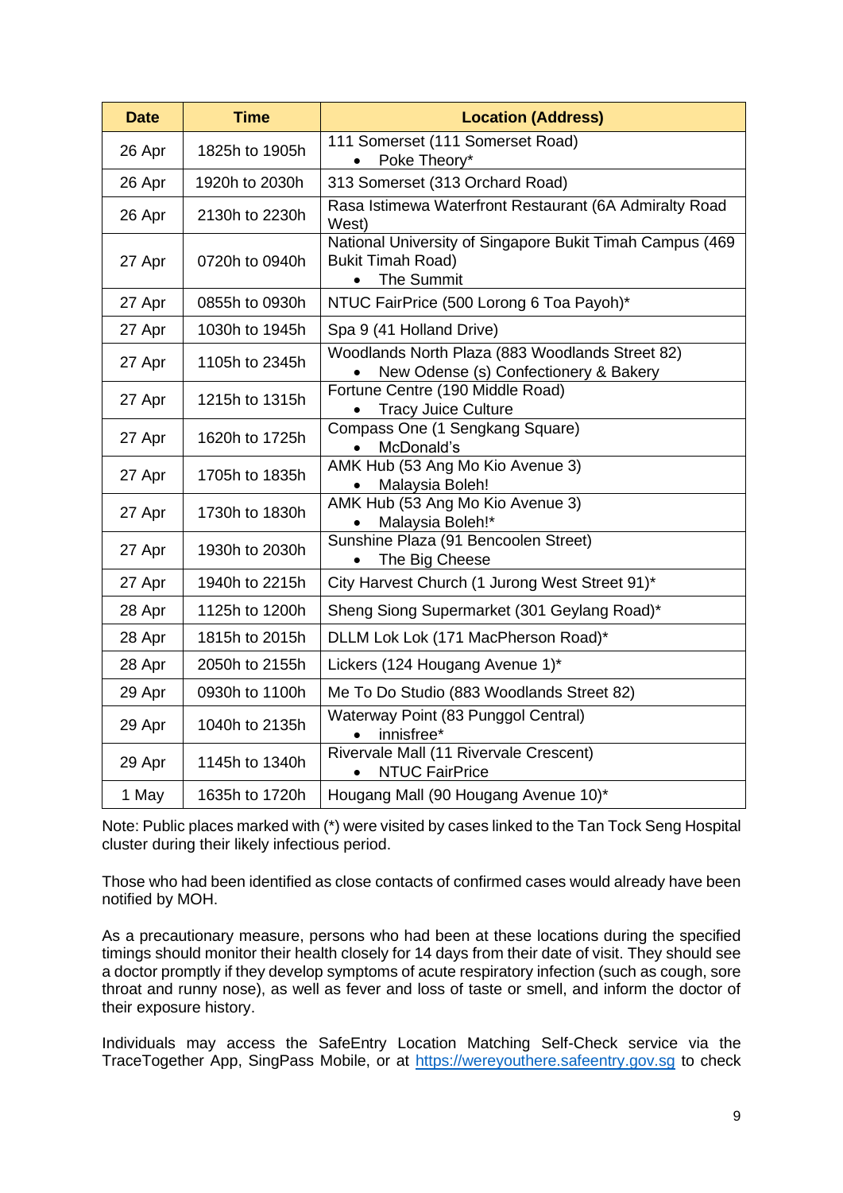| Date | Time | Location (Address) |
|---|---|---|
| 26 Apr | 1825h to 1905h | 111 Somerset (111 Somerset Road)<br>• Poke Theory* |
| 26 Apr | 1920h to 2030h | 313 Somerset (313 Orchard Road) |
| 26 Apr | 2130h to 2230h | Rasa Istimewa Waterfront Restaurant (6A Admiralty Road West) |
| 27 Apr | 0720h to 0940h | National University of Singapore Bukit Timah Campus (469 Bukit Timah Road)<br>• The Summit |
| 27 Apr | 0855h to 0930h | NTUC FairPrice (500 Lorong 6 Toa Payoh)* |
| 27 Apr | 1030h to 1945h | Spa 9 (41 Holland Drive) |
| 27 Apr | 1105h to 2345h | Woodlands North Plaza (883 Woodlands Street 82)<br>• New Odense (s) Confectionery & Bakery |
| 27 Apr | 1215h to 1315h | Fortune Centre (190 Middle Road)<br>• Tracy Juice Culture |
| 27 Apr | 1620h to 1725h | Compass One (1 Sengkang Square)<br>• McDonald's |
| 27 Apr | 1705h to 1835h | AMK Hub (53 Ang Mo Kio Avenue 3)<br>• Malaysia Boleh! |
| 27 Apr | 1730h to 1830h | AMK Hub (53 Ang Mo Kio Avenue 3)<br>• Malaysia Boleh!* |
| 27 Apr | 1930h to 2030h | Sunshine Plaza (91 Bencoolen Street)<br>• The Big Cheese |
| 27 Apr | 1940h to 2215h | City Harvest Church (1 Jurong West Street 91)* |
| 28 Apr | 1125h to 1200h | Sheng Siong Supermarket (301 Geylang Road)* |
| 28 Apr | 1815h to 2015h | DLLM Lok Lok (171 MacPherson Road)* |
| 28 Apr | 2050h to 2155h | Lickers (124 Hougang Avenue 1)* |
| 29 Apr | 0930h to 1100h | Me To Do Studio (883 Woodlands Street 82) |
| 29 Apr | 1040h to 2135h | Waterway Point (83 Punggol Central)<br>• innisfree* |
| 29 Apr | 1145h to 1340h | Rivervale Mall (11 Rivervale Crescent)<br>• NTUC FairPrice |
| 1 May | 1635h to 1720h | Hougang Mall (90 Hougang Avenue 10)* |

Note: Public places marked with (*) were visited by cases linked to the Tan Tock Seng Hospital cluster during their likely infectious period.

Those who had been identified as close contacts of confirmed cases would already have been notified by MOH.

As a precautionary measure, persons who had been at these locations during the specified timings should monitor their health closely for 14 days from their date of visit. They should see a doctor promptly if they develop symptoms of acute respiratory infection (such as cough, sore throat and runny nose), as well as fever and loss of taste or smell, and inform the doctor of their exposure history.

Individuals may access the SafeEntry Location Matching Self-Check service via the TraceTogether App, SingPass Mobile, or at https://wereyouthere.safeentry.gov.sg to check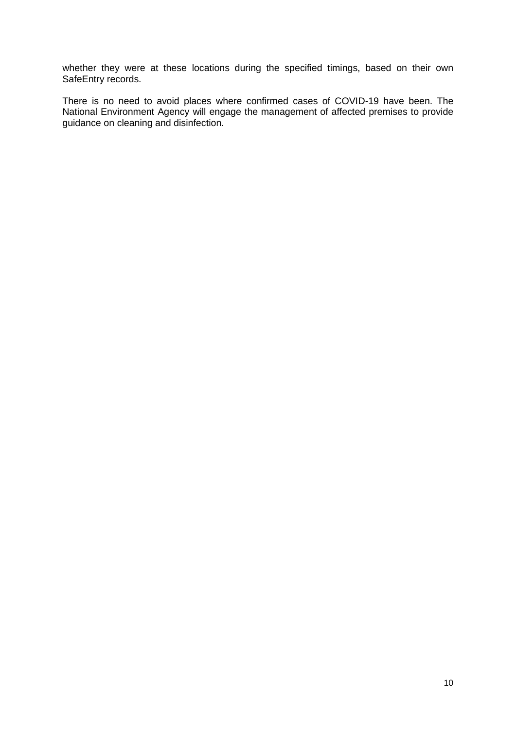whether they were at these locations during the specified timings, based on their own SafeEntry records.

There is no need to avoid places where confirmed cases of COVID-19 have been. The National Environment Agency will engage the management of affected premises to provide guidance on cleaning and disinfection.